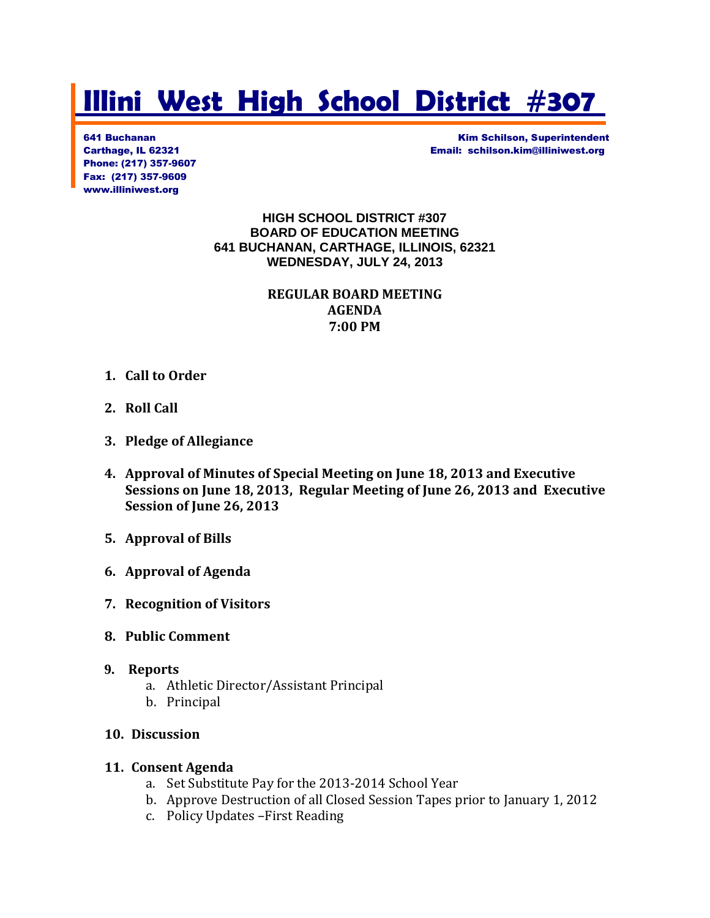# Illini West High School District #307

641 Buchanan
Carthage, IL 62321
Phone: (217) 357-9607
Fax: (217) 357-9609
www.illiniwest.org

Kim Schilson, Superintendent
Email: schilson.kim@illiniwest.org

**HIGH SCHOOL DISTRICT #307**
**BOARD OF EDUCATION MEETING**
**641 BUCHANAN, CARTHAGE, ILLINOIS, 62321**
**WEDNESDAY, JULY 24, 2013**

**REGULAR BOARD MEETING**
**AGENDA**
**7:00 PM**

1. **Call to Order**
2. **Roll Call**
3. **Pledge of Allegiance**
4. **Approval of Minutes of Special Meeting on June 18, 2013 and Executive Sessions on June 18, 2013, Regular Meeting of June 26, 2013 and Executive Session of June 26, 2013**
5. **Approval of Bills**
6. **Approval of Agenda**
7. **Recognition of Visitors**
8. **Public Comment**
9. **Reports**
   a. Athletic Director/Assistant Principal
   b. Principal
10. **Discussion**
11. **Consent Agenda**
    a. Set Substitute Pay for the 2013-2014 School Year
    b. Approve Destruction of all Closed Session Tapes prior to January 1, 2012
    c. Policy Updates –First Reading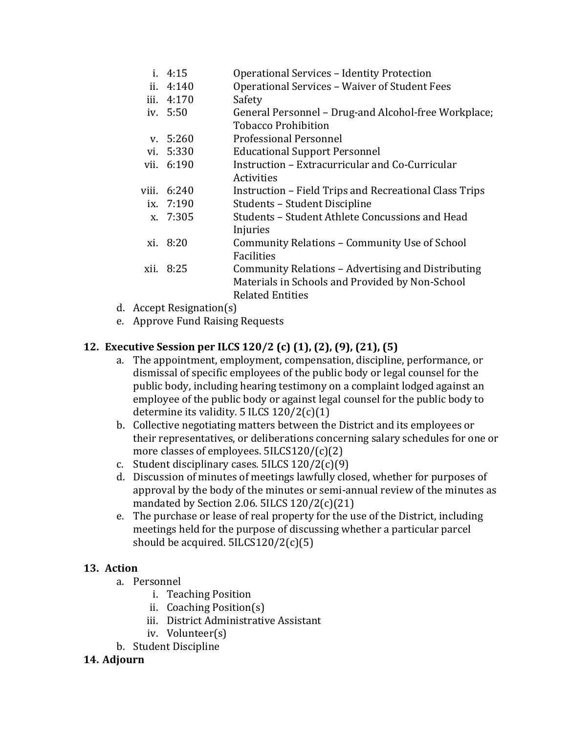i. 4:15 Operational Services – Identity Protection
ii. 4:140 Operational Services – Waiver of Student Fees
iii. 4:170 Safety
iv. 5:50 General Personnel – Drug-and Alcohol-free Workplace; Tobacco Prohibition
v. 5:260 Professional Personnel
vi. 5:330 Educational Support Personnel
vii. 6:190 Instruction – Extracurricular and Co-Curricular Activities
viii. 6:240 Instruction – Field Trips and Recreational Class Trips
ix. 7:190 Students – Student Discipline
x. 7:305 Students – Student Athlete Concussions and Head Injuries
xi. 8:20 Community Relations – Community Use of School Facilities
xii. 8:25 Community Relations – Advertising and Distributing Materials in Schools and Provided by Non-School Related Entities

d. Accept Resignation(s)
e. Approve Fund Raising Requests

**12. Executive Session per ILCS 120/2 (c) (1), (2), (9), (21), (5)**

a. The appointment, employment, compensation, discipline, performance, or dismissal of specific employees of the public body or legal counsel for the public body, including hearing testimony on a complaint lodged against an employee of the public body or against legal counsel for the public body to determine its validity. 5 ILCS 120/2(c)(1)
b. Collective negotiating matters between the District and its employees or their representatives, or deliberations concerning salary schedules for one or more classes of employees. 5ILCS120/(c)(2)
c. Student disciplinary cases. 5ILCS 120/2(c)(9)
d. Discussion of minutes of meetings lawfully closed, whether for purposes of approval by the body of the minutes or semi-annual review of the minutes as mandated by Section 2.06. 5ILCS 120/2(c)(21)
e. The purchase or lease of real property for the use of the District, including meetings held for the purpose of discussing whether a particular parcel should be acquired. 5ILCS120/2(c)(5)

**13. Action**

a. Personnel
   i. Teaching Position
   ii. Coaching Position(s)
   iii. District Administrative Assistant
   iv. Volunteer(s)
b. Student Discipline

**14. Adjourn**